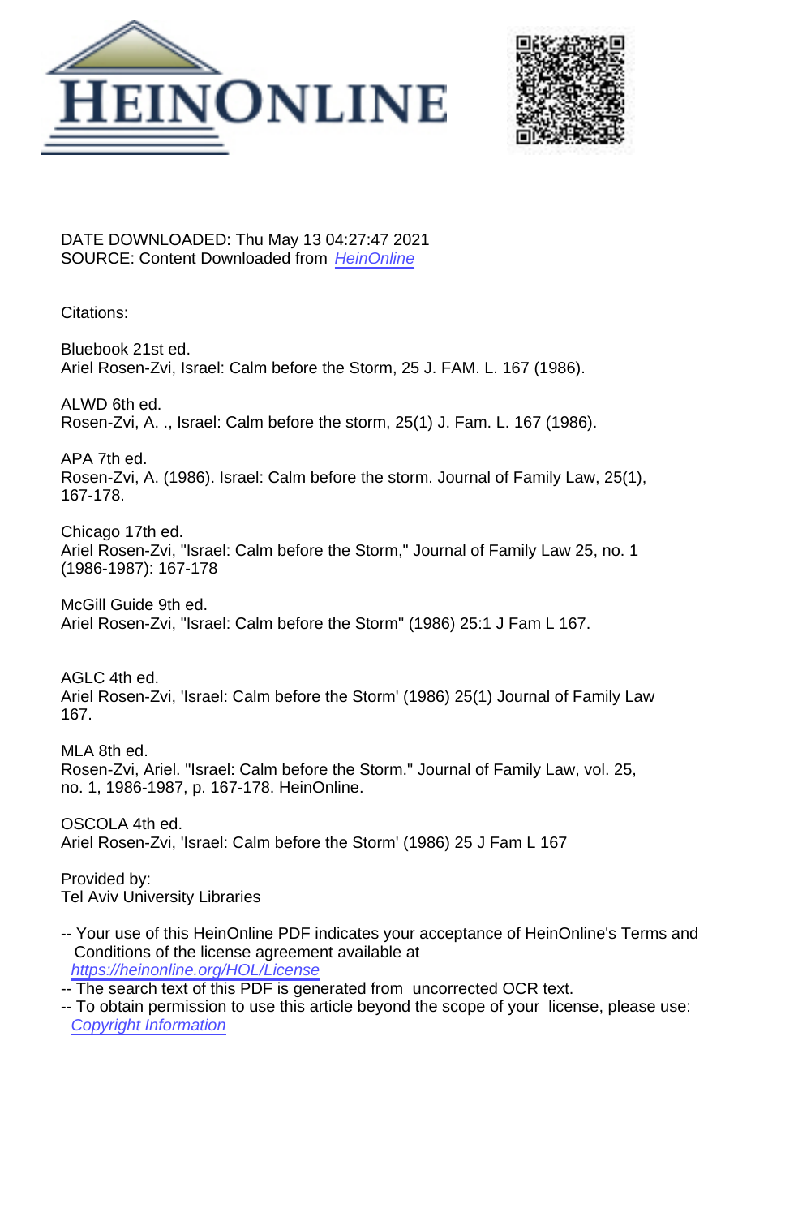DATE DOWNLOADED: Thu May 13 04:27:47 2021
SOURCE: Content Downloaded from [HeinOnline](https://heinonline.org)

Citations:

Bluebook 21st ed.
Ariel Rosen-Zvi, Israel: Calm before the Storm, 25 J. FAM. L. 167 (1986).

ALWD 6th ed.
Rosen-Zvi, A. ., Israel: Calm before the storm, 25(1) J. Fam. L. 167 (1986).

APA 7th ed.
Rosen-Zvi, A. (1986). Israel: Calm before the storm. Journal of Family Law, 25(1), 167-178.

Chicago 17th ed.
Ariel Rosen-Zvi, "Israel: Calm before the Storm," Journal of Family Law 25, no. 1 (1986-1987): 167-178

McGill Guide 9th ed.
Ariel Rosen-Zvi, "Israel: Calm before the Storm" (1986) 25:1 J Fam L 167.

AGLC 4th ed.
Ariel Rosen-Zvi, 'Israel: Calm before the Storm' (1986) 25(1) Journal of Family Law 167.

MLA 8th ed.
Rosen-Zvi, Ariel. "Israel: Calm before the Storm." Journal of Family Law, vol. 25, no. 1, 1986-1987, p. 167-178. HeinOnline.

OSCOLA 4th ed.
Ariel Rosen-Zvi, 'Israel: Calm before the Storm' (1986) 25 J Fam L 167

Provided by:
Tel Aviv University Libraries

-- Your use of this HeinOnline PDF indicates your acceptance of HeinOnline's Terms and Conditions of the license agreement available at [https://heinonline.org/HOL/License](https://heinonline.org/HOL/License)
-- The search text of this PDF is generated from uncorrected OCR text.
-- To obtain permission to use this article beyond the scope of your license, please use: [Copyright Information](https://heinonline.org)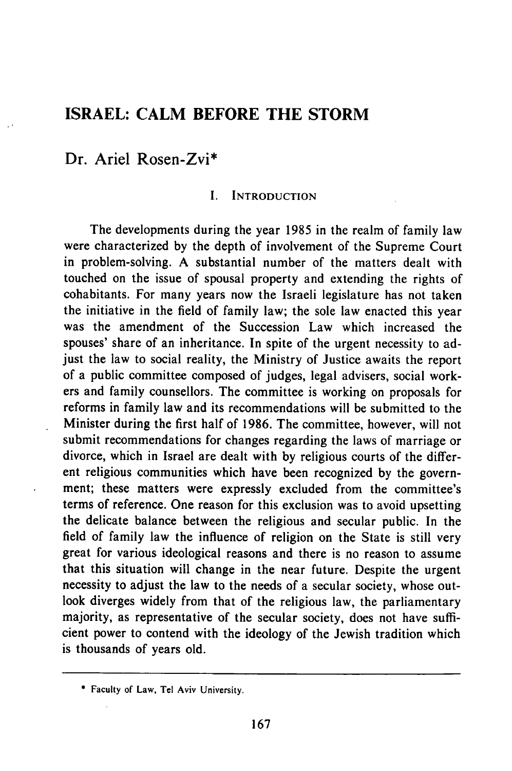# ISRAEL: CALM BEFORE THE STORM

## Dr. Ariel Rosen-Zvi*

### I. Introduction

The developments during the year 1985 in the realm of family law were characterized by the depth of involvement of the Supreme Court in problem-solving. A substantial number of the matters dealt with touched on the issue of spousal property and extending the rights of cohabitants. For many years now the Israeli legislature has not taken the initiative in the field of family law; the sole law enacted this year was the amendment of the Succession Law which increased the spouses' share of an inheritance. In spite of the urgent necessity to adjust the law to social reality, the Ministry of Justice awaits the report of a public committee composed of judges, legal advisers, social workers and family counsellors. The committee is working on proposals for reforms in family law and its recommendations will be submitted to the Minister during the first half of 1986. The committee, however, will not submit recommendations for changes regarding the laws of marriage or divorce, which in Israel are dealt with by religious courts of the different religious communities which have been recognized by the government; these matters were expressly excluded from the committee's terms of reference. One reason for this exclusion was to avoid upsetting the delicate balance between the religious and secular public. In the field of family law the influence of religion on the State is still very great for various ideological reasons and there is no reason to assume that this situation will change in the near future. Despite the urgent necessity to adjust the law to the needs of a secular society, whose outlook diverges widely from that of the religious law, the parliamentary majority, as representative of the secular society, does not have sufficient power to contend with the ideology of the Jewish tradition which is thousands of years old.

---

* Faculty of Law, Tel Aviv University.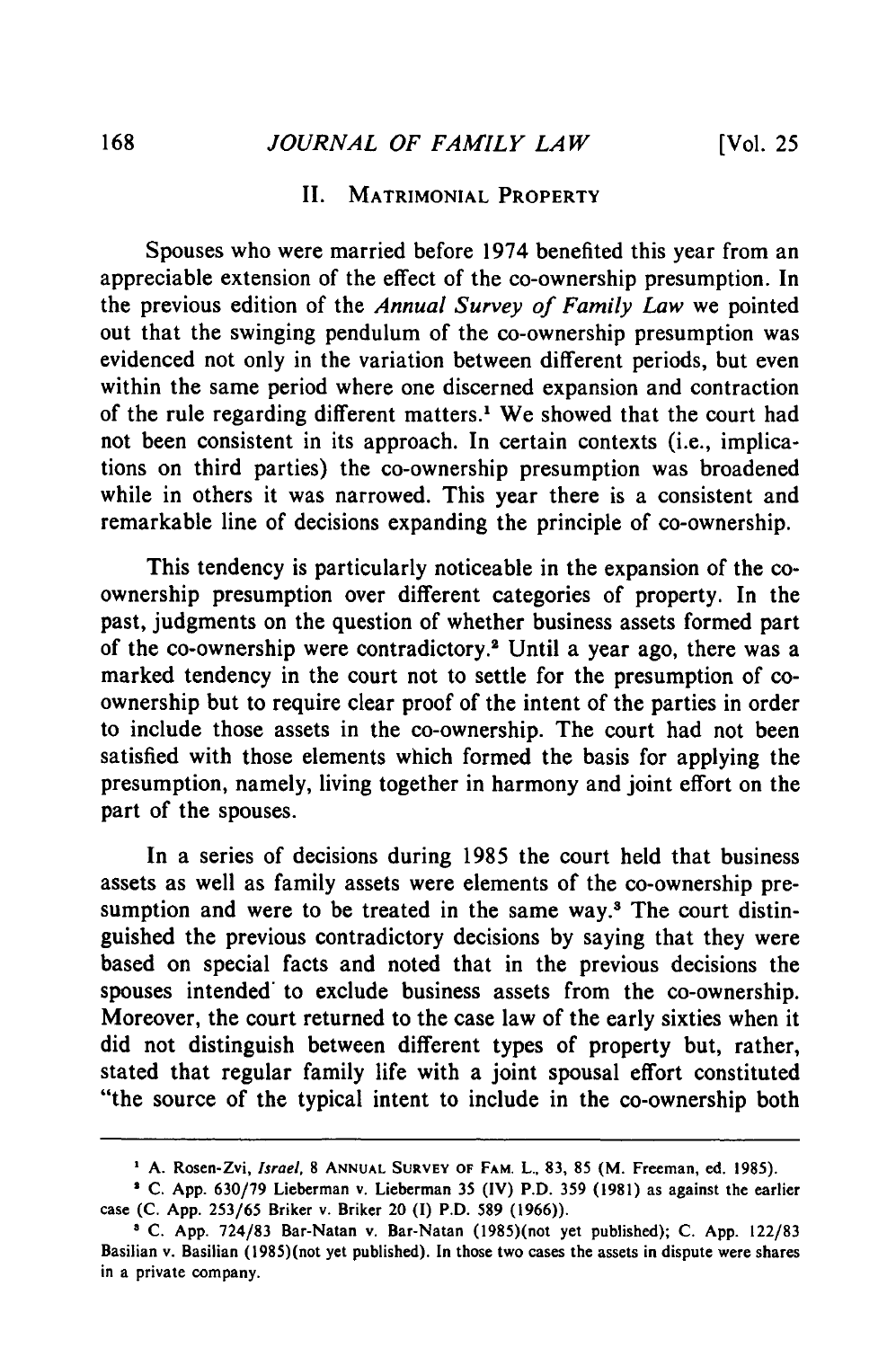## II. MATRIMONIAL PROPERTY

Spouses who were married before 1974 benefited this year from an appreciable extension of the effect of the co-ownership presumption. In the previous edition of the *Annual Survey of Family Law* we pointed out that the swinging pendulum of the co-ownership presumption was evidenced not only in the variation between different periods, but even within the same period where one discerned expansion and contraction of the rule regarding different matters.[1] We showed that the court had not been consistent in its approach. In certain contexts (i.e., implications on third parties) the co-ownership presumption was broadened while in others it was narrowed. This year there is a consistent and remarkable line of decisions expanding the principle of co-ownership.

This tendency is particularly noticeable in the expansion of the co-ownership presumption over different categories of property. In the past, judgments on the question of whether business assets formed part of the co-ownership were contradictory.[2] Until a year ago, there was a marked tendency in the court not to settle for the presumption of co-ownership but to require clear proof of the intent of the parties in order to include those assets in the co-ownership. The court had not been satisfied with those elements which formed the basis for applying the presumption, namely, living together in harmony and joint effort on the part of the spouses.

In a series of decisions during 1985 the court held that business assets as well as family assets were elements of the co-ownership presumption and were to be treated in the same way.[3] The court distinguished the previous contradictory decisions by saying that they were based on special facts and noted that in the previous decisions the spouses intended to exclude business assets from the co-ownership. Moreover, the court returned to the case law of the early sixties when it did not distinguish between different types of property but, rather, stated that regular family life with a joint spousal effort constituted "the source of the typical intent to include in the co-ownership both

---

[1] A. Rosen-Zvi, *Israel*, 8 ANNUAL SURVEY OF FAM. L., 83, 85 (M. Freeman, ed. 1985).

[2] C. App. 630/79 Lieberman v. Lieberman 35 (IV) P.D. 359 (1981) as against the earlier case (C. App. 253/65 Briker v. Briker 20 (I) P.D. 589 (1966)).

[3] C. App. 724/83 Bar-Natan v. Bar-Natan (1985)(not yet published); C. App. 122/83 Basilian v. Basilian (1985)(not yet published). In those two cases the assets in dispute were shares in a private company.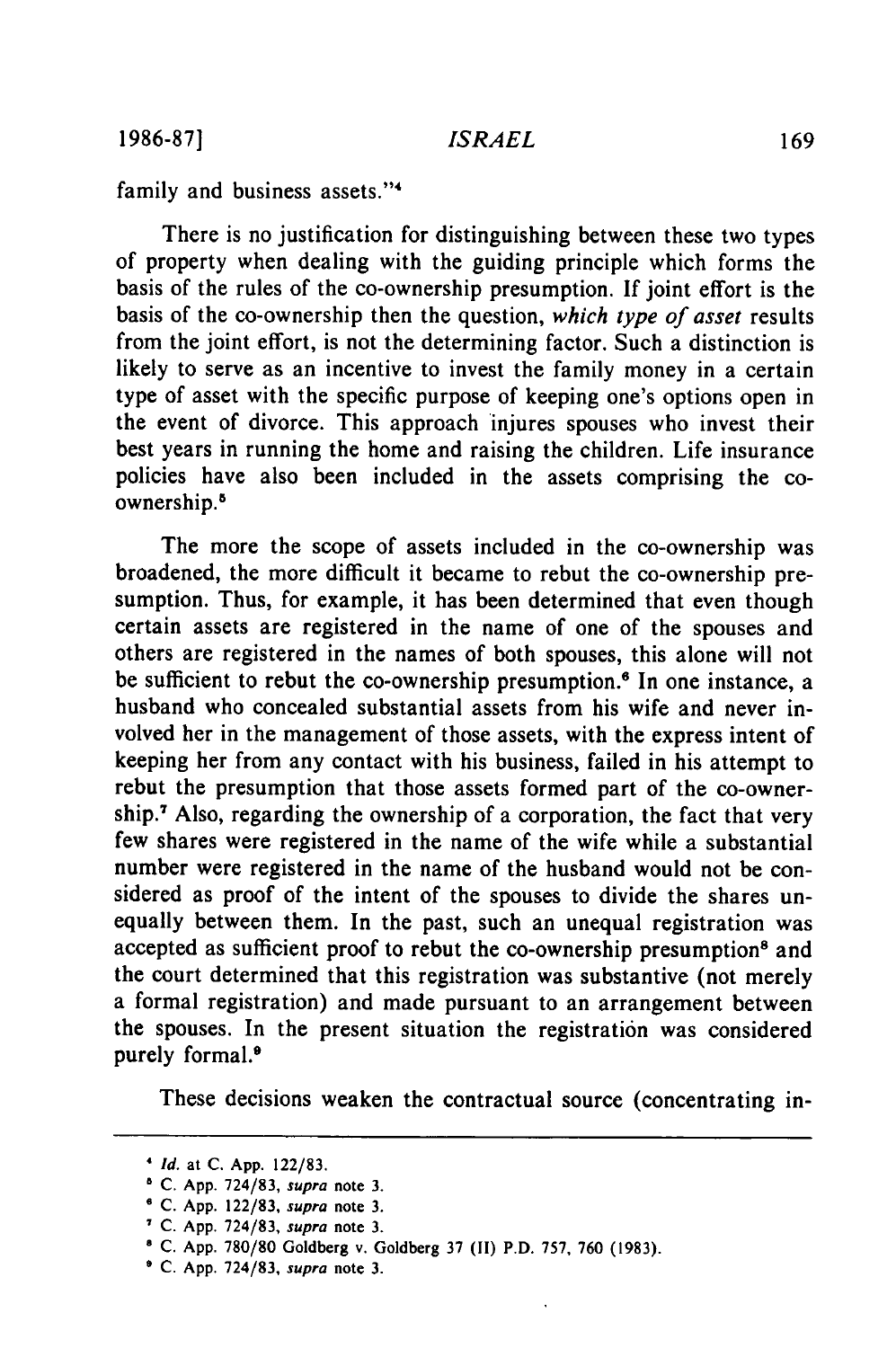family and business assets."[4]

There is no justification for distinguishing between these two types of property when dealing with the guiding principle which forms the basis of the rules of the co-ownership presumption. If joint effort is the basis of the co-ownership then the question, *which type of asset* results from the joint effort, is not the determining factor. Such a distinction is likely to serve as an incentive to invest the family money in a certain type of asset with the specific purpose of keeping one's options open in the event of divorce. This approach injures spouses who invest their best years in running the home and raising the children. Life insurance policies have also been included in the assets comprising the co-ownership.[5]

The more the scope of assets included in the co-ownership was broadened, the more difficult it became to rebut the co-ownership presumption. Thus, for example, it has been determined that even though certain assets are registered in the name of one of the spouses and others are registered in the names of both spouses, this alone will not be sufficient to rebut the co-ownership presumption.[6] In one instance, a husband who concealed substantial assets from his wife and never involved her in the management of those assets, with the express intent of keeping her from any contact with his business, failed in his attempt to rebut the presumption that those assets formed part of the co-ownership.[7] Also, regarding the ownership of a corporation, the fact that very few shares were registered in the name of the wife while a substantial number were registered in the name of the husband would not be considered as proof of the intent of the spouses to divide the shares unequally between them. In the past, such an unequal registration was accepted as sufficient proof to rebut the co-ownership presumption[8] and the court determined that this registration was substantive (not merely a formal registration) and made pursuant to an arrangement between the spouses. In the present situation the registration was considered purely formal.[9]

These decisions weaken the contractual source (concentrating in-

---

[4] *Id.* at C. App. 122/83.

[5] C. App. 724/83, *supra* note 3.

[6] C. App. 122/83, *supra* note 3.

[7] C. App. 724/83, *supra* note 3.

[8] C. App. 780/80 Goldberg v. Goldberg 37 (II) P.D. 757, 760 (1983).

[9] C. App. 724/83, *supra* note 3.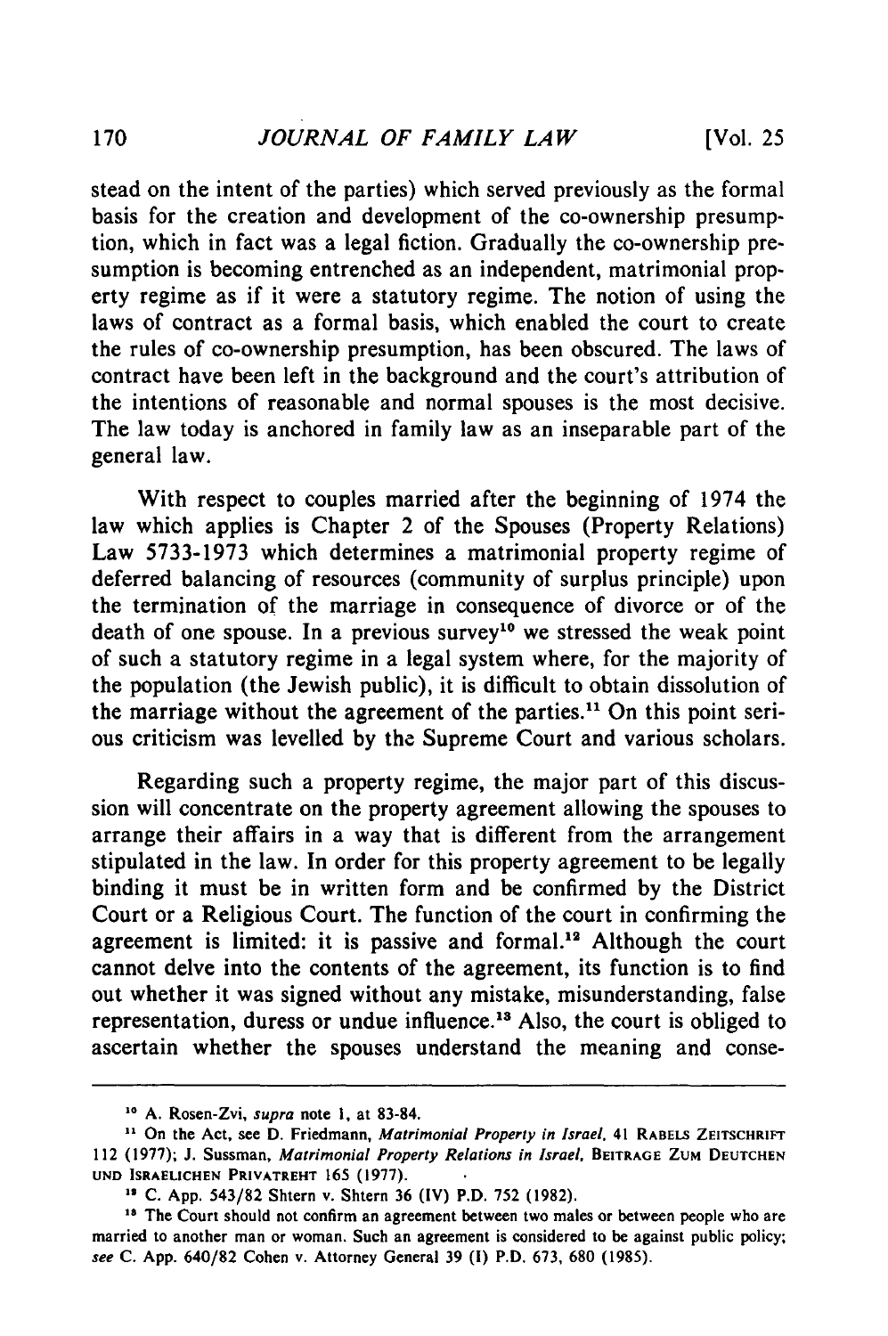stead on the intent of the parties) which served previously as the formal basis for the creation and development of the co-ownership presumption, which in fact was a legal fiction. Gradually the co-ownership presumption is becoming entrenched as an independent, matrimonial property regime as if it were a statutory regime. The notion of using the laws of contract as a formal basis, which enabled the court to create the rules of co-ownership presumption, has been obscured. The laws of contract have been left in the background and the court's attribution of the intentions of reasonable and normal spouses is the most decisive. The law today is anchored in family law as an inseparable part of the general law.

With respect to couples married after the beginning of 1974 the law which applies is Chapter 2 of the Spouses (Property Relations) Law 5733-1973 which determines a matrimonial property regime of deferred balancing of resources (community of surplus principle) upon the termination of the marriage in consequence of divorce or of the death of one spouse. In a previous survey[10] we stressed the weak point of such a statutory regime in a legal system where, for the majority of the population (the Jewish public), it is difficult to obtain dissolution of the marriage without the agreement of the parties.[11] On this point serious criticism was levelled by the Supreme Court and various scholars.

Regarding such a property regime, the major part of this discussion will concentrate on the property agreement allowing the spouses to arrange their affairs in a way that is different from the arrangement stipulated in the law. In order for this property agreement to be legally binding it must be in written form and be confirmed by the District Court or a Religious Court. The function of the court in confirming the agreement is limited: it is passive and formal.[12] Although the court cannot delve into the contents of the agreement, its function is to find out whether it was signed without any mistake, misunderstanding, false representation, duress or undue influence.[13] Also, the court is obliged to ascertain whether the spouses understand the meaning and conse-

---

[10] A. Rosen-Zvi, *supra* note 1, at 83-84.

[11] On the Act, see D. Friedmann, *Matrimonial Property in Israel*, 41 RABELS ZEITSCHRIFT 112 (1977); J. Sussman, *Matrimonial Property Relations in Israel*, BEITRAGE ZUM DEUTCHEN UND ISRAELICHEN PRIVATREHT 165 (1977).

[12] C. App. 543/82 Shtern v. Shtern 36 (IV) P.D. 752 (1982).

[13] The Court should not confirm an agreement between two males or between people who are married to another man or woman. Such an agreement is considered to be against public policy; *see* C. App. 640/82 Cohen v. Attorney General 39 (I) P.D. 673, 680 (1985).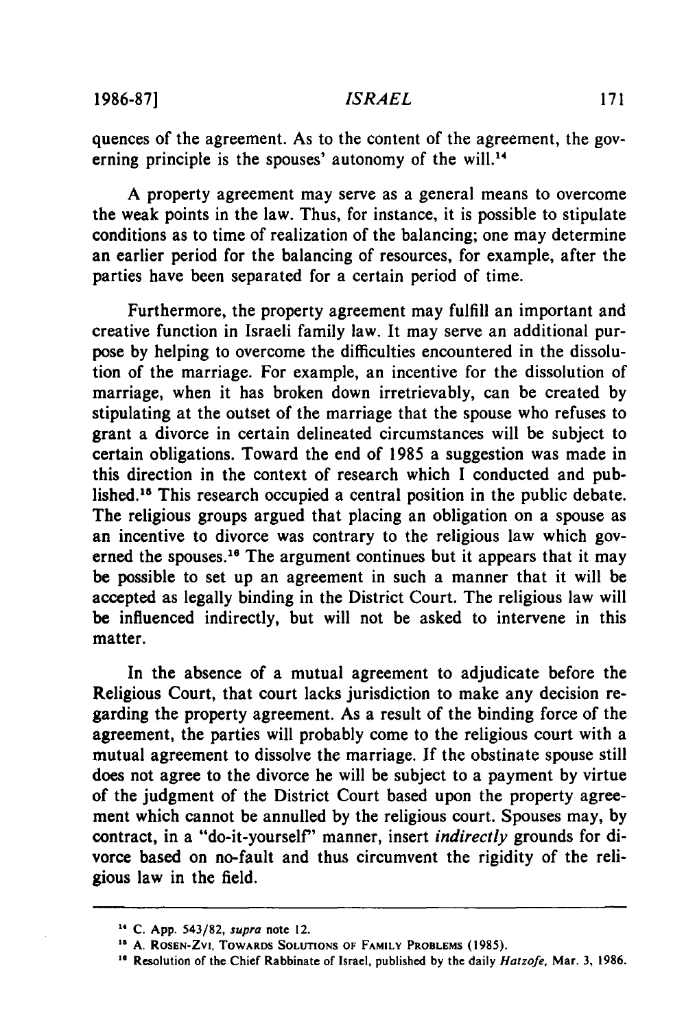quences of the agreement. As to the content of the agreement, the governing principle is the spouses' autonomy of the will.[14]

A property agreement may serve as a general means to overcome the weak points in the law. Thus, for instance, it is possible to stipulate conditions as to time of realization of the balancing; one may determine an earlier period for the balancing of resources, for example, after the parties have been separated for a certain period of time.

Furthermore, the property agreement may fulfill an important and creative function in Israeli family law. It may serve an additional purpose by helping to overcome the difficulties encountered in the dissolution of the marriage. For example, an incentive for the dissolution of marriage, when it has broken down irretrievably, can be created by stipulating at the outset of the marriage that the spouse who refuses to grant a divorce in certain delineated circumstances will be subject to certain obligations. Toward the end of 1985 a suggestion was made in this direction in the context of research which I conducted and published.[15] This research occupied a central position in the public debate. The religious groups argued that placing an obligation on a spouse as an incentive to divorce was contrary to the religious law which governed the spouses.[16] The argument continues but it appears that it may be possible to set up an agreement in such a manner that it will be accepted as legally binding in the District Court. The religious law will be influenced indirectly, but will not be asked to intervene in this matter.

In the absence of a mutual agreement to adjudicate before the Religious Court, that court lacks jurisdiction to make any decision regarding the property agreement. As a result of the binding force of the agreement, the parties will probably come to the religious court with a mutual agreement to dissolve the marriage. If the obstinate spouse still does not agree to the divorce he will be subject to a payment by virtue of the judgment of the District Court based upon the property agreement which cannot be annulled by the religious court. Spouses may, by contract, in a "do-it-yourself" manner, insert *indirectly* grounds for divorce based on no-fault and thus circumvent the rigidity of the religious law in the field.

---

[14] C. App. 543/82, *supra* note 12.

[15] A. Rosen-Zvi, Towards Solutions of Family Problems (1985).

[16] Resolution of the Chief Rabbinate of Israel, published by the daily *Hatzofe*, Mar. 3, 1986.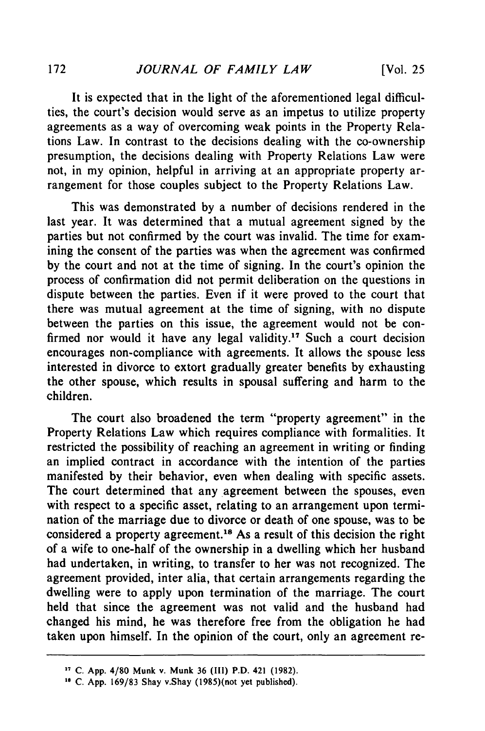It is expected that in the light of the aforementioned legal difficulties, the court's decision would serve as an impetus to utilize property agreements as a way of overcoming weak points in the Property Relations Law. In contrast to the decisions dealing with the co-ownership presumption, the decisions dealing with Property Relations Law were not, in my opinion, helpful in arriving at an appropriate property arrangement for those couples subject to the Property Relations Law.

This was demonstrated by a number of decisions rendered in the last year. It was determined that a mutual agreement signed by the parties but not confirmed by the court was invalid. The time for examining the consent of the parties was when the agreement was confirmed by the court and not at the time of signing. In the court's opinion the process of confirmation did not permit deliberation on the questions in dispute between the parties. Even if it were proved to the court that there was mutual agreement at the time of signing, with no dispute between the parties on this issue, the agreement would not be confirmed nor would it have any legal validity.[17] Such a court decision encourages non-compliance with agreements. It allows the spouse less interested in divorce to extort gradually greater benefits by exhausting the other spouse, which results in spousal suffering and harm to the children.

The court also broadened the term "property agreement" in the Property Relations Law which requires compliance with formalities. It restricted the possibility of reaching an agreement in writing or finding an implied contract in accordance with the intention of the parties manifested by their behavior, even when dealing with specific assets. The court determined that any agreement between the spouses, even with respect to a specific asset, relating to an arrangement upon termination of the marriage due to divorce or death of one spouse, was to be considered a property agreement.[18] As a result of this decision the right of a wife to one-half of the ownership in a dwelling which her husband had undertaken, in writing, to transfer to her was not recognized. The agreement provided, inter alia, that certain arrangements regarding the dwelling were to apply upon termination of the marriage. The court held that since the agreement was not valid and the husband had changed his mind, he was therefore free from the obligation he had taken upon himself. In the opinion of the court, only an agreement re-

---

[17] C. App. 4/80 Munk v. Munk 36 (III) P.D. 421 (1982).

[18] C. App. 169/83 Shay v.Shay (1985)(not yet published).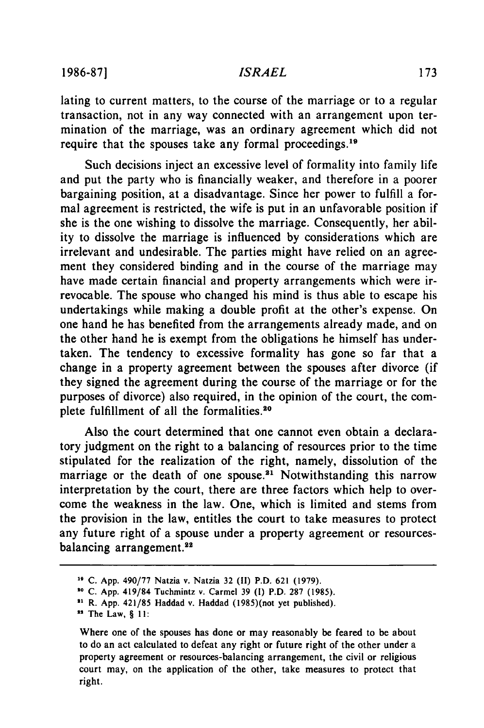lating to current matters, to the course of the marriage or to a regular transaction, not in any way connected with an arrangement upon termination of the marriage, was an ordinary agreement which did not require that the spouses take any formal proceedings.[19]

Such decisions inject an excessive level of formality into family life and put the party who is financially weaker, and therefore in a poorer bargaining position, at a disadvantage. Since her power to fulfill a formal agreement is restricted, the wife is put in an unfavorable position if she is the one wishing to dissolve the marriage. Consequently, her ability to dissolve the marriage is influenced by considerations which are irrelevant and undesirable. The parties might have relied on an agreement they considered binding and in the course of the marriage may have made certain financial and property arrangements which were irrevocable. The spouse who changed his mind is thus able to escape his undertakings while making a double profit at the other's expense. On one hand he has benefited from the arrangements already made, and on the other hand he is exempt from the obligations he himself has undertaken. The tendency to excessive formality has gone so far that a change in a property agreement between the spouses after divorce (if they signed the agreement during the course of the marriage or for the purposes of divorce) also required, in the opinion of the court, the complete fulfillment of all the formalities.[20]

Also the court determined that one cannot even obtain a declaratory judgment on the right to a balancing of resources prior to the time stipulated for the realization of the right, namely, dissolution of the marriage or the death of one spouse.[21] Notwithstanding this narrow interpretation by the court, there are three factors which help to overcome the weakness in the law. One, which is limited and stems from the provision in the law, entitles the court to take measures to protect any future right of a spouse under a property agreement or resources-balancing arrangement.[22]

---

[19] C. App. 490/77 Natzia v. Natzia 32 (II) P.D. 621 (1979).

[20] C. App. 419/84 Tuchmintz v. Carmel 39 (I) P.D. 287 (1985).

[21] R. App. 421/85 Haddad v. Haddad (1985)(not yet published).

[22] The Law, § 11:

> Where one of the spouses has done or may reasonably be feared to be about to do an act calculated to defeat any right or future right of the other under a property agreement or resources-balancing arrangement, the civil or religious court may, on the application of the other, take measures to protect that right.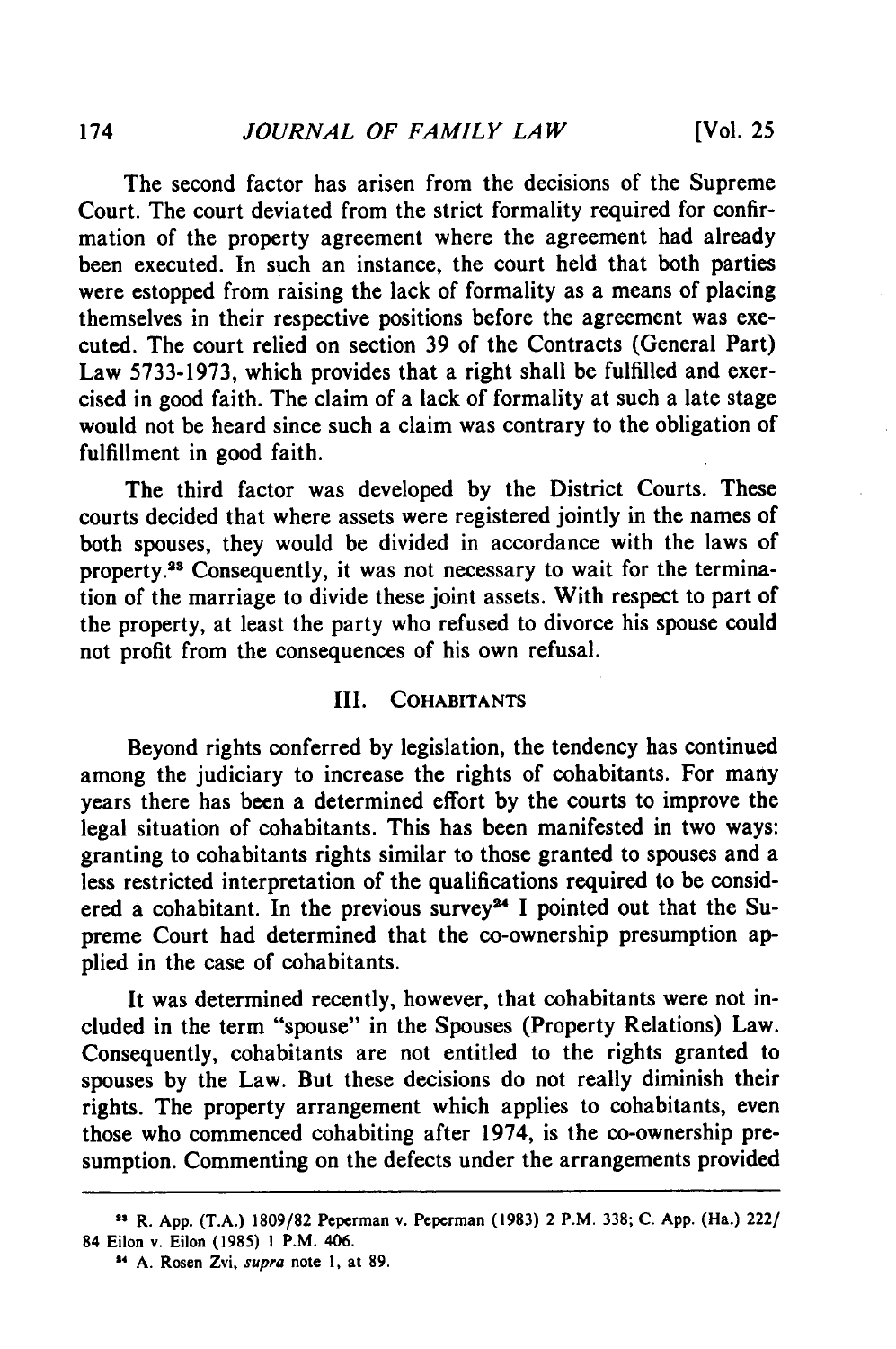The second factor has arisen from the decisions of the Supreme Court. The court deviated from the strict formality required for confirmation of the property agreement where the agreement had already been executed. In such an instance, the court held that both parties were estopped from raising the lack of formality as a means of placing themselves in their respective positions before the agreement was executed. The court relied on section 39 of the Contracts (General Part) Law 5733-1973, which provides that a right shall be fulfilled and exercised in good faith. The claim of a lack of formality at such a late stage would not be heard since such a claim was contrary to the obligation of fulfillment in good faith.

The third factor was developed by the District Courts. These courts decided that where assets were registered jointly in the names of both spouses, they would be divided in accordance with the laws of property.[23] Consequently, it was not necessary to wait for the termination of the marriage to divide these joint assets. With respect to part of the property, at least the party who refused to divorce his spouse could not profit from the consequences of his own refusal.

## III. COHABITANTS

Beyond rights conferred by legislation, the tendency has continued among the judiciary to increase the rights of cohabitants. For many years there has been a determined effort by the courts to improve the legal situation of cohabitants. This has been manifested in two ways: granting to cohabitants rights similar to those granted to spouses and a less restricted interpretation of the qualifications required to be considered a cohabitant. In the previous survey[24] I pointed out that the Supreme Court had determined that the co-ownership presumption applied in the case of cohabitants.

It was determined recently, however, that cohabitants were not included in the term "spouse" in the Spouses (Property Relations) Law. Consequently, cohabitants are not entitled to the rights granted to spouses by the Law. But these decisions do not really diminish their rights. The property arrangement which applies to cohabitants, even those who commenced cohabiting after 1974, is the co-ownership presumption. Commenting on the defects under the arrangements provided

---

[23] R. App. (T.A.) 1809/82 Peperman v. Peperman (1983) 2 P.M. 338; C. App. (Ha.) 222/84 Eilon v. Eilon (1985) 1 P.M. 406.

[24] A. Rosen Zvi, *supra* note 1, at 89.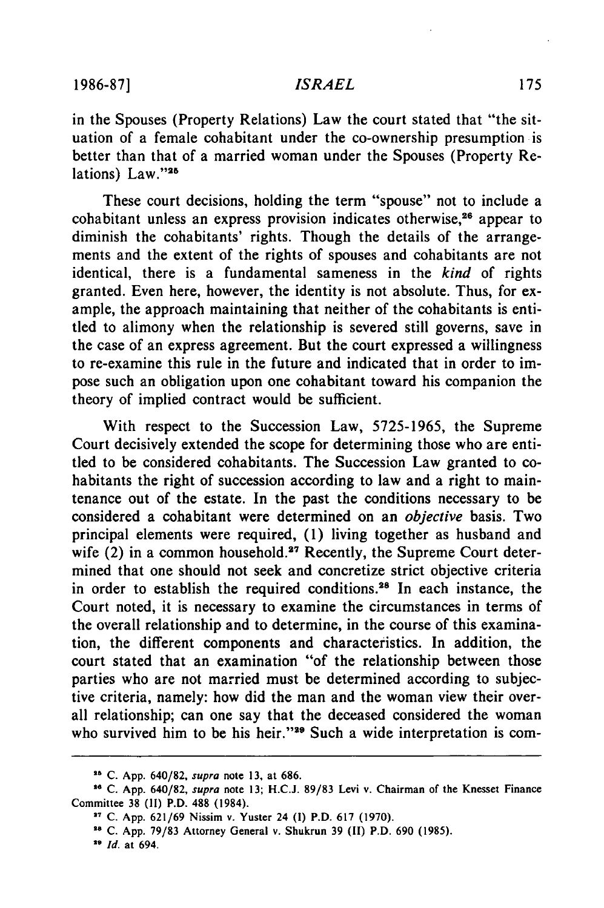in the Spouses (Property Relations) Law the court stated that "the situation of a female cohabitant under the co-ownership presumption is better than that of a married woman under the Spouses (Property Relations) Law."[25]

These court decisions, holding the term "spouse" not to include a cohabitant unless an express provision indicates otherwise,[26] appear to diminish the cohabitants' rights. Though the details of the arrangements and the extent of the rights of spouses and cohabitants are not identical, there is a fundamental sameness in the *kind* of rights granted. Even here, however, the identity is not absolute. Thus, for example, the approach maintaining that neither of the cohabitants is entitled to alimony when the relationship is severed still governs, save in the case of an express agreement. But the court expressed a willingness to re-examine this rule in the future and indicated that in order to impose such an obligation upon one cohabitant toward his companion the theory of implied contract would be sufficient.

With respect to the Succession Law, 5725-1965, the Supreme Court decisively extended the scope for determining those who are entitled to be considered cohabitants. The Succession Law granted to cohabitants the right of succession according to law and a right to maintenance out of the estate. In the past the conditions necessary to be considered a cohabitant were determined on an *objective* basis. Two principal elements were required, (1) living together as husband and wife (2) in a common household.[27] Recently, the Supreme Court determined that one should not seek and concretize strict objective criteria in order to establish the required conditions.[28] In each instance, the Court noted, it is necessary to examine the circumstances in terms of the overall relationship and to determine, in the course of this examination, the different components and characteristics. In addition, the court stated that an examination "of the relationship between those parties who are not married must be determined according to subjective criteria, namely: how did the man and the woman view their overall relationship; can one say that the deceased considered the woman who survived him to be his heir."[29] Such a wide interpretation is com-

---

[25] C. App. 640/82, *supra* note 13, at 686.

[26] C. App. 640/82, *supra* note 13; H.C.J. 89/83 Levi v. Chairman of the Knesset Finance Committee 38 (II) P.D. 488 (1984).

[27] C. App. 621/69 Nissim v. Yuster 24 (I) P.D. 617 (1970).

[28] C. App. 79/83 Attorney General v. Shukrun 39 (II) P.D. 690 (1985).

[29] *Id.* at 694.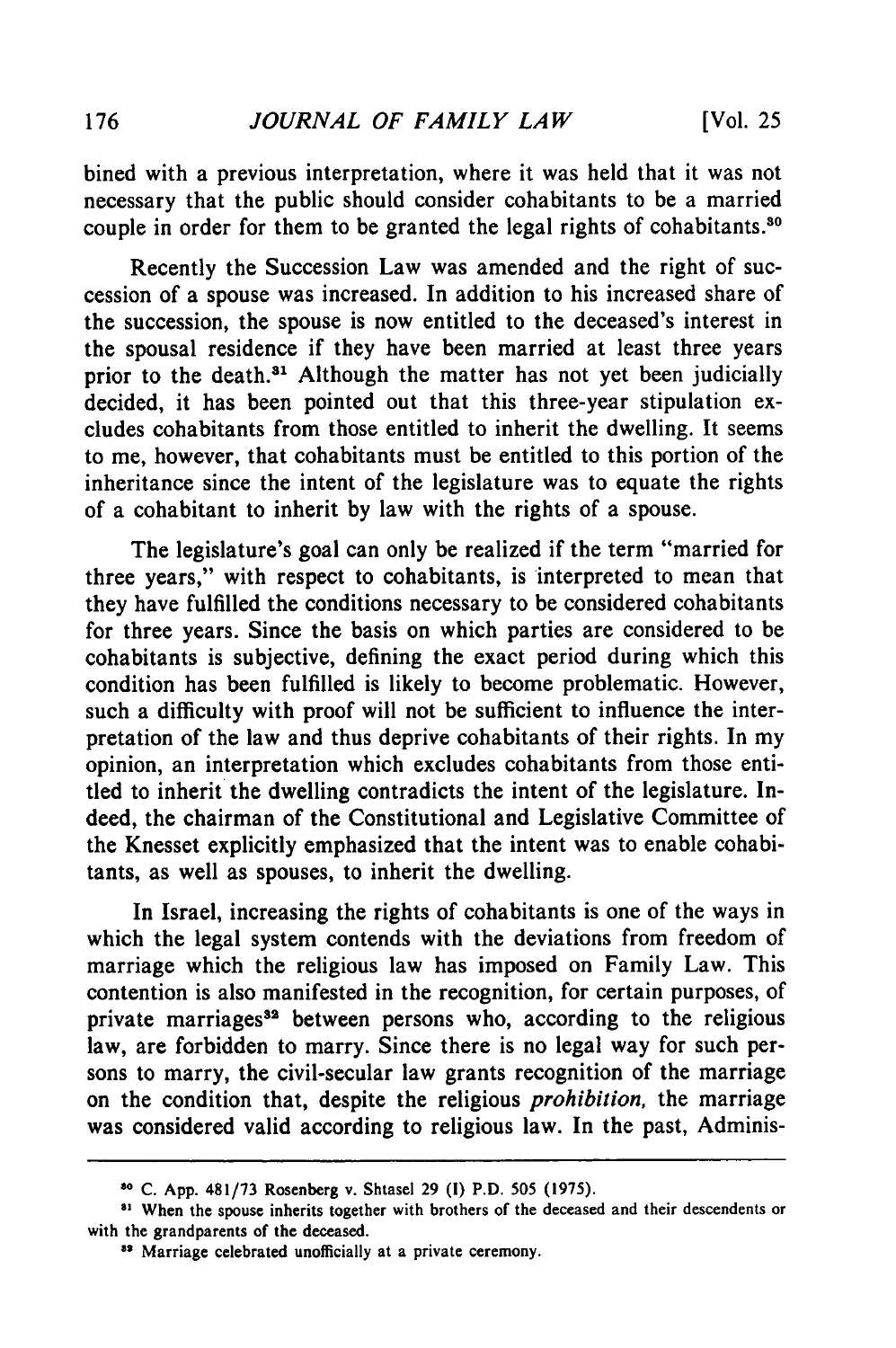bined with a previous interpretation, where it was held that it was not necessary that the public should consider cohabitants to be a married couple in order for them to be granted the legal rights of cohabitants.[30]

Recently the Succession Law was amended and the right of succession of a spouse was increased. In addition to his increased share of the succession, the spouse is now entitled to the deceased's interest in the spousal residence if they have been married at least three years prior to the death.[31] Although the matter has not yet been judicially decided, it has been pointed out that this three-year stipulation excludes cohabitants from those entitled to inherit the dwelling. It seems to me, however, that cohabitants must be entitled to this portion of the inheritance since the intent of the legislature was to equate the rights of a cohabitant to inherit by law with the rights of a spouse.

The legislature's goal can only be realized if the term "married for three years," with respect to cohabitants, is interpreted to mean that they have fulfilled the conditions necessary to be considered cohabitants for three years. Since the basis on which parties are considered to be cohabitants is subjective, defining the exact period during which this condition has been fulfilled is likely to become problematic. However, such a difficulty with proof will not be sufficient to influence the interpretation of the law and thus deprive cohabitants of their rights. In my opinion, an interpretation which excludes cohabitants from those entitled to inherit the dwelling contradicts the intent of the legislature. Indeed, the chairman of the Constitutional and Legislative Committee of the Knesset explicitly emphasized that the intent was to enable cohabitants, as well as spouses, to inherit the dwelling.

In Israel, increasing the rights of cohabitants is one of the ways in which the legal system contends with the deviations from freedom of marriage which the religious law has imposed on Family Law. This contention is also manifested in the recognition, for certain purposes, of private marriages[32] between persons who, according to the religious law, are forbidden to marry. Since there is no legal way for such persons to marry, the civil-secular law grants recognition of the marriage on the condition that, despite the religious *prohibition*, the marriage was considered valid according to religious law. In the past, Adminis-

---

[30] C. App. 481/73 Rosenberg v. Shtasel 29 (I) P.D. 505 (1975).

[31] When the spouse inherits together with brothers of the deceased and their descendents or with the grandparents of the deceased.

[32] Marriage celebrated unofficially at a private ceremony.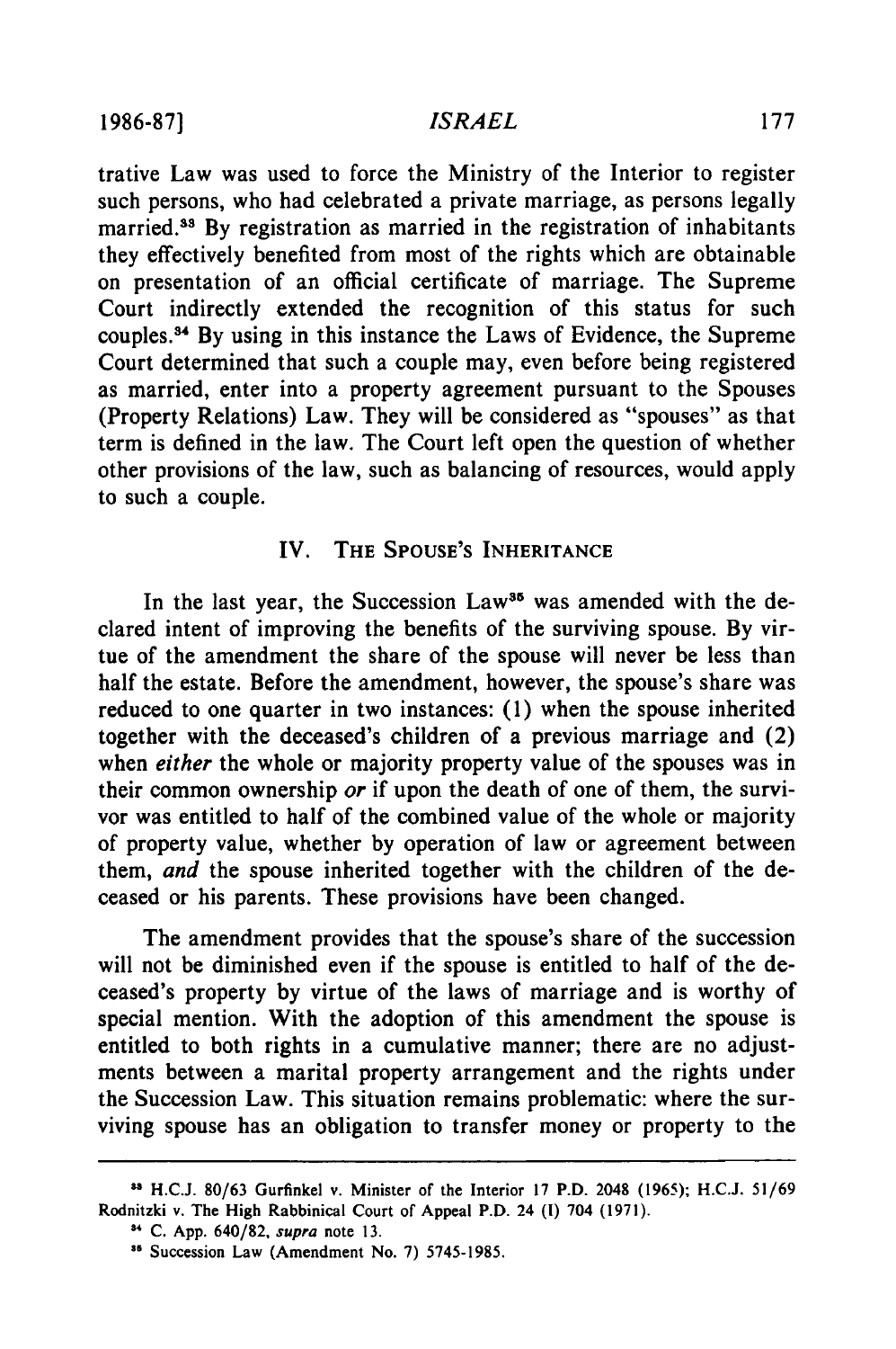trative Law was used to force the Ministry of the Interior to register such persons, who had celebrated a private marriage, as persons legally married.[33] By registration as married in the registration of inhabitants they effectively benefited from most of the rights which are obtainable on presentation of an official certificate of marriage. The Supreme Court indirectly extended the recognition of this status for such couples.[34] By using in this instance the Laws of Evidence, the Supreme Court determined that such a couple may, even before being registered as married, enter into a property agreement pursuant to the Spouses (Property Relations) Law. They will be considered as "spouses" as that term is defined in the law. The Court left open the question of whether other provisions of the law, such as balancing of resources, would apply to such a couple.

## IV. The Spouse's Inheritance

In the last year, the Succession Law[35] was amended with the declared intent of improving the benefits of the surviving spouse. By virtue of the amendment the share of the spouse will never be less than half the estate. Before the amendment, however, the spouse's share was reduced to one quarter in two instances: (1) when the spouse inherited together with the deceased's children of a previous marriage and (2) when *either* the whole or majority property value of the spouses was in their common ownership *or* if upon the death of one of them, the survivor was entitled to half of the combined value of the whole or majority of property value, whether by operation of law or agreement between them, *and* the spouse inherited together with the children of the deceased or his parents. These provisions have been changed.

The amendment provides that the spouse's share of the succession will not be diminished even if the spouse is entitled to half of the deceased's property by virtue of the laws of marriage and is worthy of special mention. With the adoption of this amendment the spouse is entitled to both rights in a cumulative manner; there are no adjustments between a marital property arrangement and the rights under the Succession Law. This situation remains problematic: where the surviving spouse has an obligation to transfer money or property to the

---

[33] H.C.J. 80/63 Gurfinkel v. Minister of the Interior 17 P.D. 2048 (1965); H.C.J. 51/69 Rodnitzki v. The High Rabbinical Court of Appeal P.D. 24 (I) 704 (1971).

[34] C. App. 640/82, *supra* note 13.

[35] Succession Law (Amendment No. 7) 5745-1985.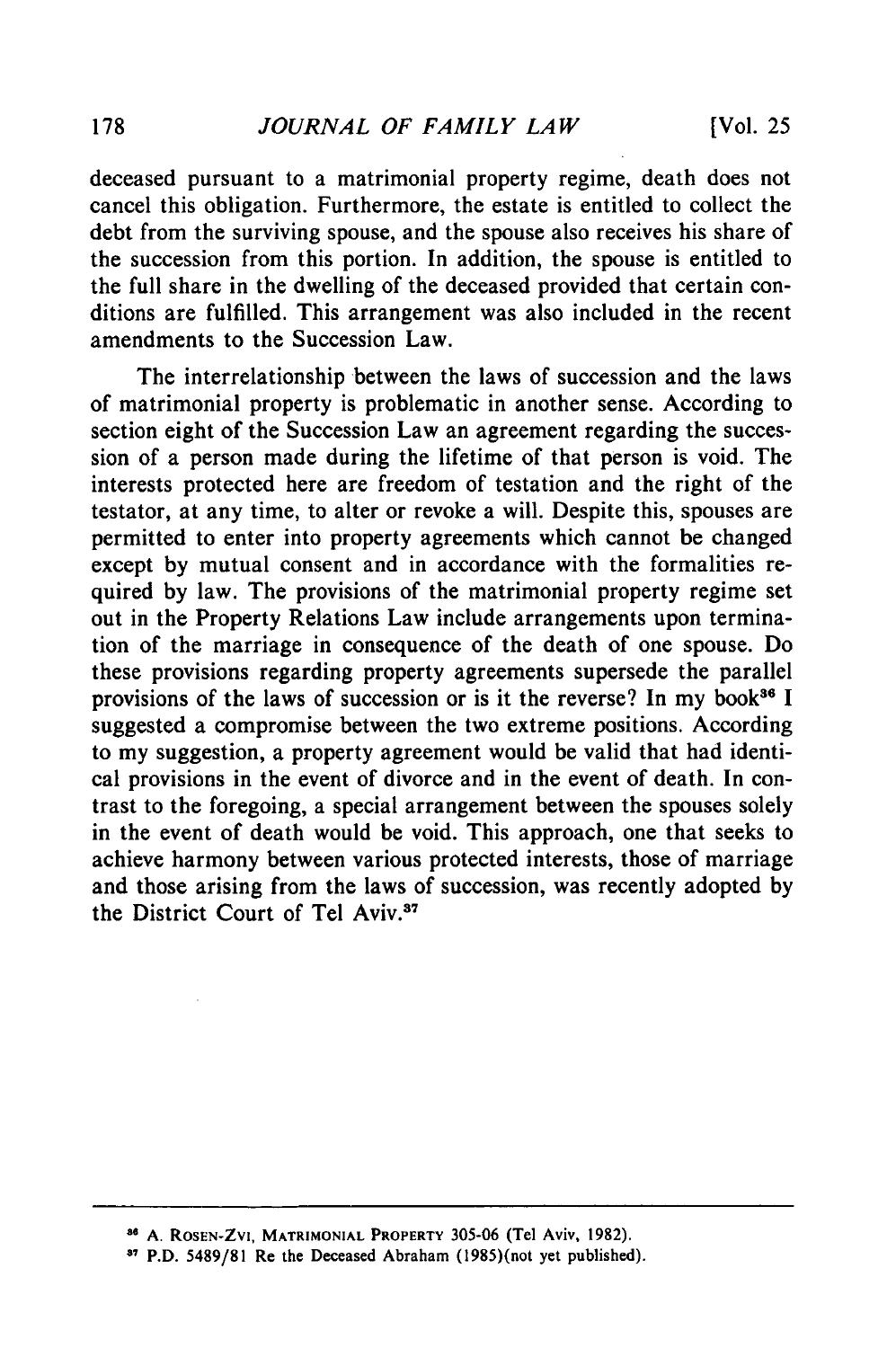deceased pursuant to a matrimonial property regime, death does not cancel this obligation. Furthermore, the estate is entitled to collect the debt from the surviving spouse, and the spouse also receives his share of the succession from this portion. In addition, the spouse is entitled to the full share in the dwelling of the deceased provided that certain conditions are fulfilled. This arrangement was also included in the recent amendments to the Succession Law.

The interrelationship between the laws of succession and the laws of matrimonial property is problematic in another sense. According to section eight of the Succession Law an agreement regarding the succession of a person made during the lifetime of that person is void. The interests protected here are freedom of testation and the right of the testator, at any time, to alter or revoke a will. Despite this, spouses are permitted to enter into property agreements which cannot be changed except by mutual consent and in accordance with the formalities required by law. The provisions of the matrimonial property regime set out in the Property Relations Law include arrangements upon termination of the marriage in consequence of the death of one spouse. Do these provisions regarding property agreements supersede the parallel provisions of the laws of succession or is it the reverse? In my book[36] I suggested a compromise between the two extreme positions. According to my suggestion, a property agreement would be valid that had identical provisions in the event of divorce and in the event of death. In contrast to the foregoing, a special arrangement between the spouses solely in the event of death would be void. This approach, one that seeks to achieve harmony between various protected interests, those of marriage and those arising from the laws of succession, was recently adopted by the District Court of Tel Aviv.[37]

---

[36] A. ROSEN-ZVI, MATRIMONIAL PROPERTY 305-06 (Tel Aviv, 1982).

[37] P.D. 5489/81 Re the Deceased Abraham (1985)(not yet published).